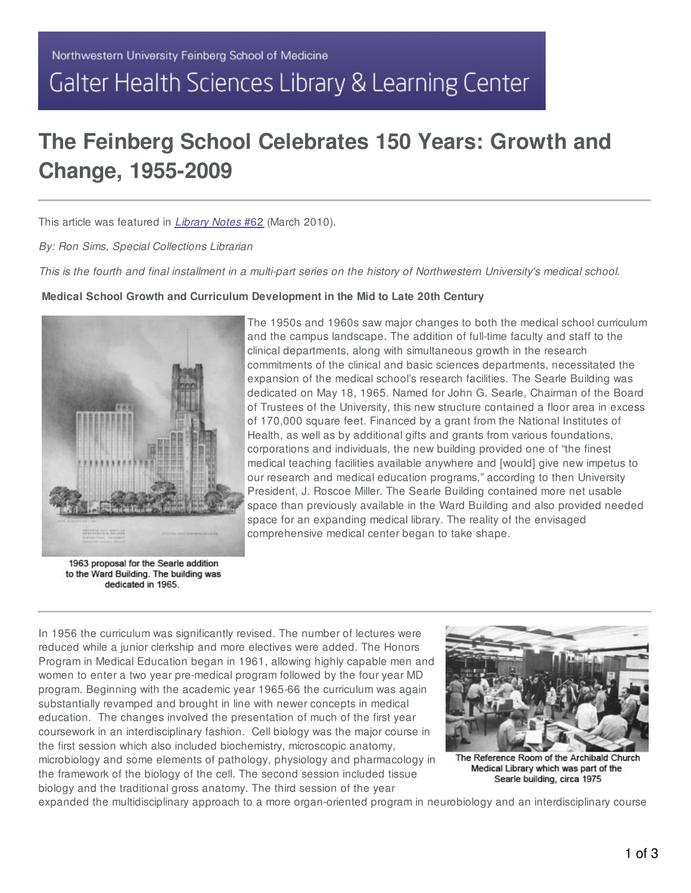Northwestern University Feinberg School of Medicine

Galter Health Sciences Library & Learning Center

# The Feinberg School Celebrates 150 Years: Growth and Change, 1955-2009

This article was featured in *Library Notes #62* (March 2010).

*By: Ron Sims, Special Collections Librarian*

*This is the fourth and final installment in a multi-part series on the history of Northwestern University's medical school.*

**Medical School Growth and Curriculum Development in the Mid to Late 20th Century**

The 1950s and 1960s saw major changes to both the medical school curriculum and the campus landscape. The addition of full-time faculty and staff to the clinical departments, along with simultaneous growth in the research commitments of the clinical and basic sciences departments, necessitated the expansion of the medical school's research facilities. The Searle Building was dedicated on May 18, 1965. Named for John G. Searle, Chairman of the Board of Trustees of the University, this new structure contained a floor area in excess of 170,000 square feet. Financed by a grant from the National Institutes of Health, as well as by additional gifts and grants from various foundations, corporations and individuals, the new building provided one of "the finest medical teaching facilities available anywhere and [would] give new impetus to our research and medical education programs," according to then University President, J. Roscoe Miller. The Searle Building contained more net usable space than previously available in the Ward Building and also provided needed space for an expanding medical library. The reality of the envisaged comprehensive medical center began to take shape.

1963 proposal for the Searle addition to the Ward Building. The building was dedicated in 1965.

---

In 1956 the curriculum was significantly revised. The number of lectures were reduced while a junior clerkship and more electives were added. The Honors Program in Medical Education began in 1961, allowing highly capable men and women to enter a two year pre-medical program followed by the four year MD program. Beginning with the academic year 1965-66 the curriculum was again substantially revamped and brought in line with newer concepts in medical education. The changes involved the presentation of much of the first year coursework in an interdisciplinary fashion. Cell biology was the major course in the first session which also included biochemistry, microscopic anatomy, microbiology and some elements of pathology, physiology and pharmacology in the framework of the biology of the cell. The second session included tissue biology and the traditional gross anatomy. The third session of the year expanded the multidisciplinary approach to a more organ-oriented program in neurobiology and an interdisciplinary course

The Reference Room of the Archibald Church Medical Library which was part of the Searle building, circa 1975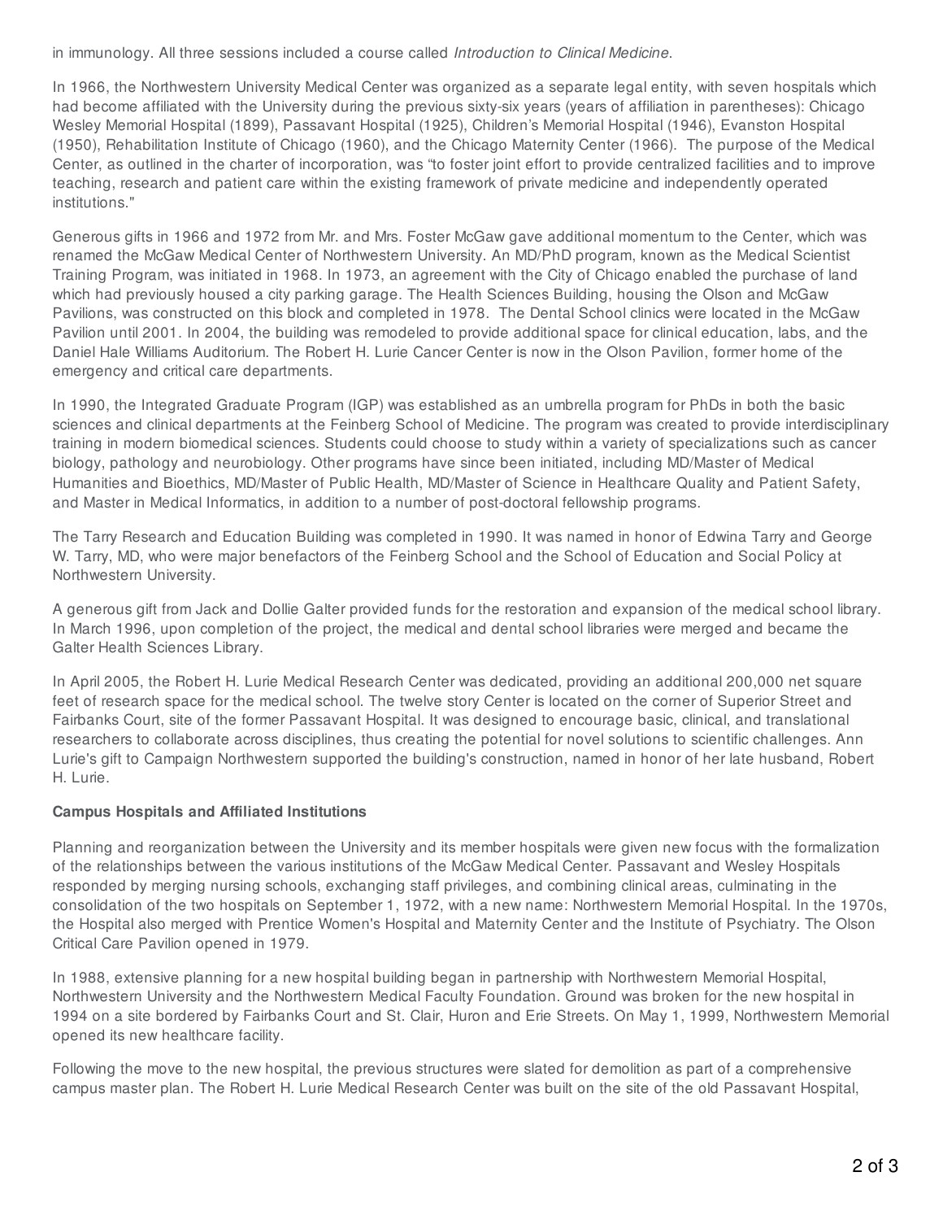in immunology. All three sessions included a course called *Introduction to Clinical Medicine*.

In 1966, the Northwestern University Medical Center was organized as a separate legal entity, with seven hospitals which had become affiliated with the University during the previous sixty-six years (years of affiliation in parentheses): Chicago Wesley Memorial Hospital (1899), Passavant Hospital (1925), Children's Memorial Hospital (1946), Evanston Hospital (1950), Rehabilitation Institute of Chicago (1960), and the Chicago Maternity Center (1966). The purpose of the Medical Center, as outlined in the charter of incorporation, was "to foster joint effort to provide centralized facilities and to improve teaching, research and patient care within the existing framework of private medicine and independently operated institutions."

Generous gifts in 1966 and 1972 from Mr. and Mrs. Foster McGaw gave additional momentum to the Center, which was renamed the McGaw Medical Center of Northwestern University. An MD/PhD program, known as the Medical Scientist Training Program, was initiated in 1968. In 1973, an agreement with the City of Chicago enabled the purchase of land which had previously housed a city parking garage. The Health Sciences Building, housing the Olson and McGaw Pavilions, was constructed on this block and completed in 1978. The Dental School clinics were located in the McGaw Pavilion until 2001. In 2004, the building was remodeled to provide additional space for clinical education, labs, and the Daniel Hale Williams Auditorium. The Robert H. Lurie Cancer Center is now in the Olson Pavilion, former home of the emergency and critical care departments.

In 1990, the Integrated Graduate Program (IGP) was established as an umbrella program for PhDs in both the basic sciences and clinical departments at the Feinberg School of Medicine. The program was created to provide interdisciplinary training in modern biomedical sciences. Students could choose to study within a variety of specializations such as cancer biology, pathology and neurobiology. Other programs have since been initiated, including MD/Master of Medical Humanities and Bioethics, MD/Master of Public Health, MD/Master of Science in Healthcare Quality and Patient Safety, and Master in Medical Informatics, in addition to a number of post-doctoral fellowship programs.

The Tarry Research and Education Building was completed in 1990. It was named in honor of Edwina Tarry and George W. Tarry, MD, who were major benefactors of the Feinberg School and the School of Education and Social Policy at Northwestern University.

A generous gift from Jack and Dollie Galter provided funds for the restoration and expansion of the medical school library. In March 1996, upon completion of the project, the medical and dental school libraries were merged and became the Galter Health Sciences Library.

In April 2005, the Robert H. Lurie Medical Research Center was dedicated, providing an additional 200,000 net square feet of research space for the medical school. The twelve story Center is located on the corner of Superior Street and Fairbanks Court, site of the former Passavant Hospital. It was designed to encourage basic, clinical, and translational researchers to collaborate across disciplines, thus creating the potential for novel solutions to scientific challenges. Ann Lurie's gift to Campaign Northwestern supported the building's construction, named in honor of her late husband, Robert H. Lurie.

**Campus Hospitals and Affiliated Institutions**

Planning and reorganization between the University and its member hospitals were given new focus with the formalization of the relationships between the various institutions of the McGaw Medical Center. Passavant and Wesley Hospitals responded by merging nursing schools, exchanging staff privileges, and combining clinical areas, culminating in the consolidation of the two hospitals on September 1, 1972, with a new name: Northwestern Memorial Hospital. In the 1970s, the Hospital also merged with Prentice Women's Hospital and Maternity Center and the Institute of Psychiatry. The Olson Critical Care Pavilion opened in 1979.

In 1988, extensive planning for a new hospital building began in partnership with Northwestern Memorial Hospital, Northwestern University and the Northwestern Medical Faculty Foundation. Ground was broken for the new hospital in 1994 on a site bordered by Fairbanks Court and St. Clair, Huron and Erie Streets. On May 1, 1999, Northwestern Memorial opened its new healthcare facility.

Following the move to the new hospital, the previous structures were slated for demolition as part of a comprehensive campus master plan. The Robert H. Lurie Medical Research Center was built on the site of the old Passavant Hospital,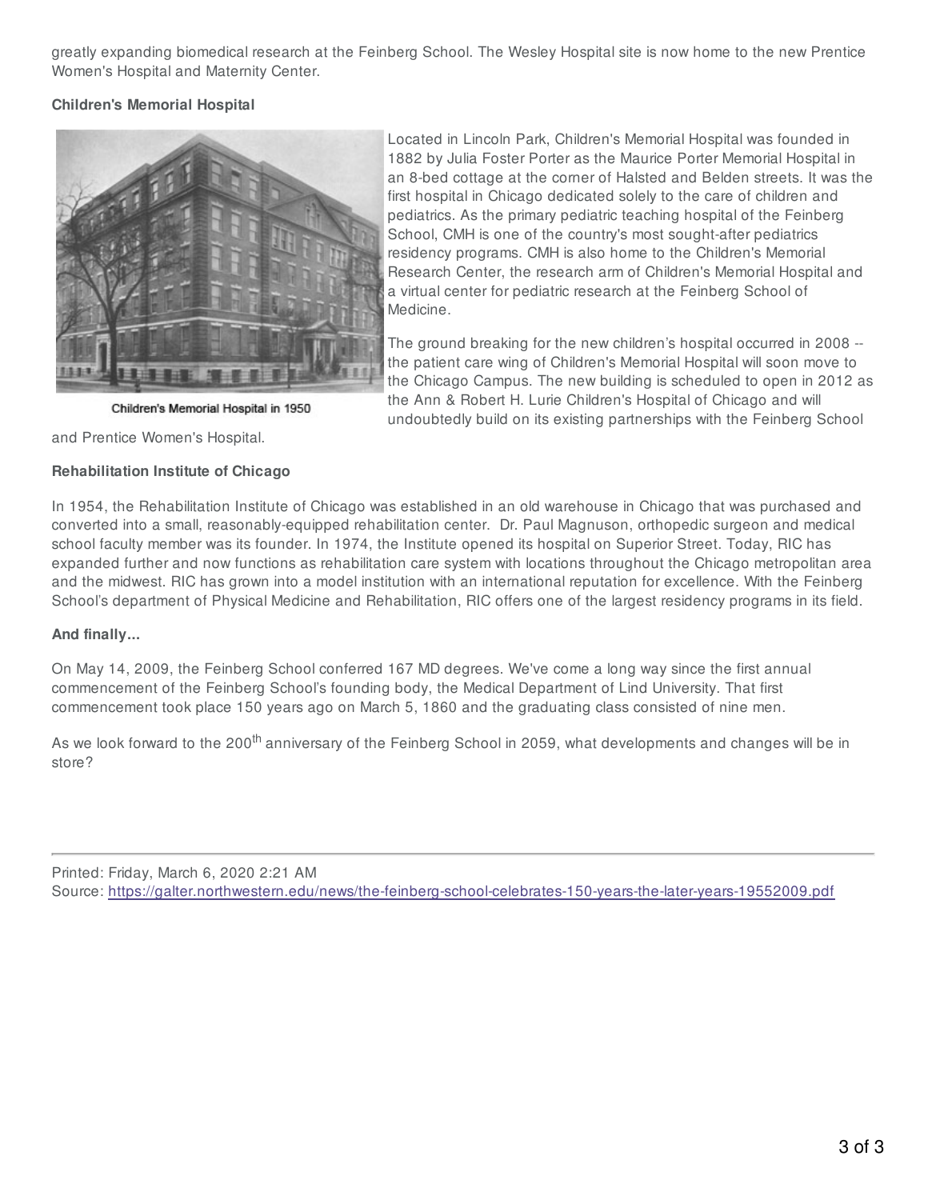greatly expanding biomedical research at the Feinberg School. The Wesley Hospital site is now home to the new Prentice Women's Hospital and Maternity Center.

**Children's Memorial Hospital**

Children's Memorial Hospital in 1950

Located in Lincoln Park, Children's Memorial Hospital was founded in 1882 by Julia Foster Porter as the Maurice Porter Memorial Hospital in an 8-bed cottage at the corner of Halsted and Belden streets. It was the first hospital in Chicago dedicated solely to the care of children and pediatrics. As the primary pediatric teaching hospital of the Feinberg School, CMH is one of the country's most sought-after pediatrics residency programs. CMH is also home to the Children's Memorial Research Center, the research arm of Children's Memorial Hospital and a virtual center for pediatric research at the Feinberg School of Medicine.

The ground breaking for the new children's hospital occurred in 2008 -- the patient care wing of Children's Memorial Hospital will soon move to the Chicago Campus. The new building is scheduled to open in 2012 as the Ann & Robert H. Lurie Children's Hospital of Chicago and will undoubtedly build on its existing partnerships with the Feinberg School and Prentice Women's Hospital.

**Rehabilitation Institute of Chicago**

In 1954, the Rehabilitation Institute of Chicago was established in an old warehouse in Chicago that was purchased and converted into a small, reasonably-equipped rehabilitation center. Dr. Paul Magnuson, orthopedic surgeon and medical school faculty member was its founder. In 1974, the Institute opened its hospital on Superior Street. Today, RIC has expanded further and now functions as rehabilitation care system with locations throughout the Chicago metropolitan area and the midwest. RIC has grown into a model institution with an international reputation for excellence. With the Feinberg School's department of Physical Medicine and Rehabilitation, RIC offers one of the largest residency programs in its field.

**And finally...**

On May 14, 2009, the Feinberg School conferred 167 MD degrees. We've come a long way since the first annual commencement of the Feinberg School's founding body, the Medical Department of Lind University. That first commencement took place 150 years ago on March 5, 1860 and the graduating class consisted of nine men.

As we look forward to the 200$^{th}$ anniversary of the Feinberg School in 2059, what developments and changes will be in store?

---

Printed: Friday, March 6, 2020 2:21 AM
Source: https://galter.northwestern.edu/news/the-feinberg-school-celebrates-150-years-the-later-years-19552009.pdf